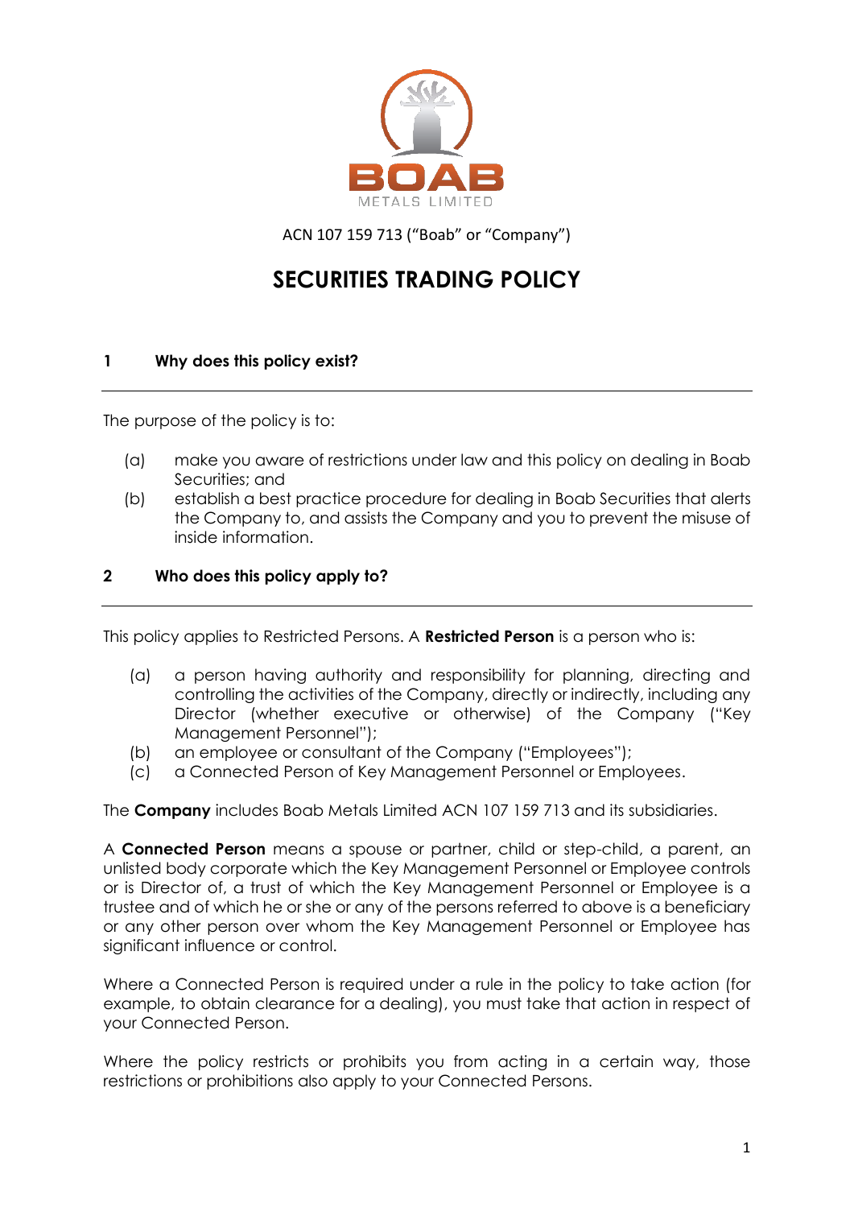BOAB METALS LIMITED

ACN 107 159 713 ("Boab" or "Company")

# SECURITIES TRADING POLICY

## 1 Why does this policy exist?

The purpose of the policy is to:

(a) make you aware of restrictions under law and this policy on dealing in Boab Securities; and

(b) establish a best practice procedure for dealing in Boab Securities that alerts the Company to, and assists the Company and you to prevent the misuse of inside information.

## 2 Who does this policy apply to?

This policy applies to Restricted Persons. A **Restricted Person** is a person who is:

(a) a person having authority and responsibility for planning, directing and controlling the activities of the Company, directly or indirectly, including any Director (whether executive or otherwise) of the Company ("Key Management Personnel");

(b) an employee or consultant of the Company ("Employees");

(c) a Connected Person of Key Management Personnel or Employees.

The **Company** includes Boab Metals Limited ACN 107 159 713 and its subsidiaries.

A **Connected Person** means a spouse or partner, child or step-child, a parent, an unlisted body corporate which the Key Management Personnel or Employee controls or is Director of, a trust of which the Key Management Personnel or Employee is a trustee and of which he or she or any of the persons referred to above is a beneficiary or any other person over whom the Key Management Personnel or Employee has significant influence or control.

Where a Connected Person is required under a rule in the policy to take action (for example, to obtain clearance for a dealing), you must take that action in respect of your Connected Person.

Where the policy restricts or prohibits you from acting in a certain way, those restrictions or prohibitions also apply to your Connected Persons.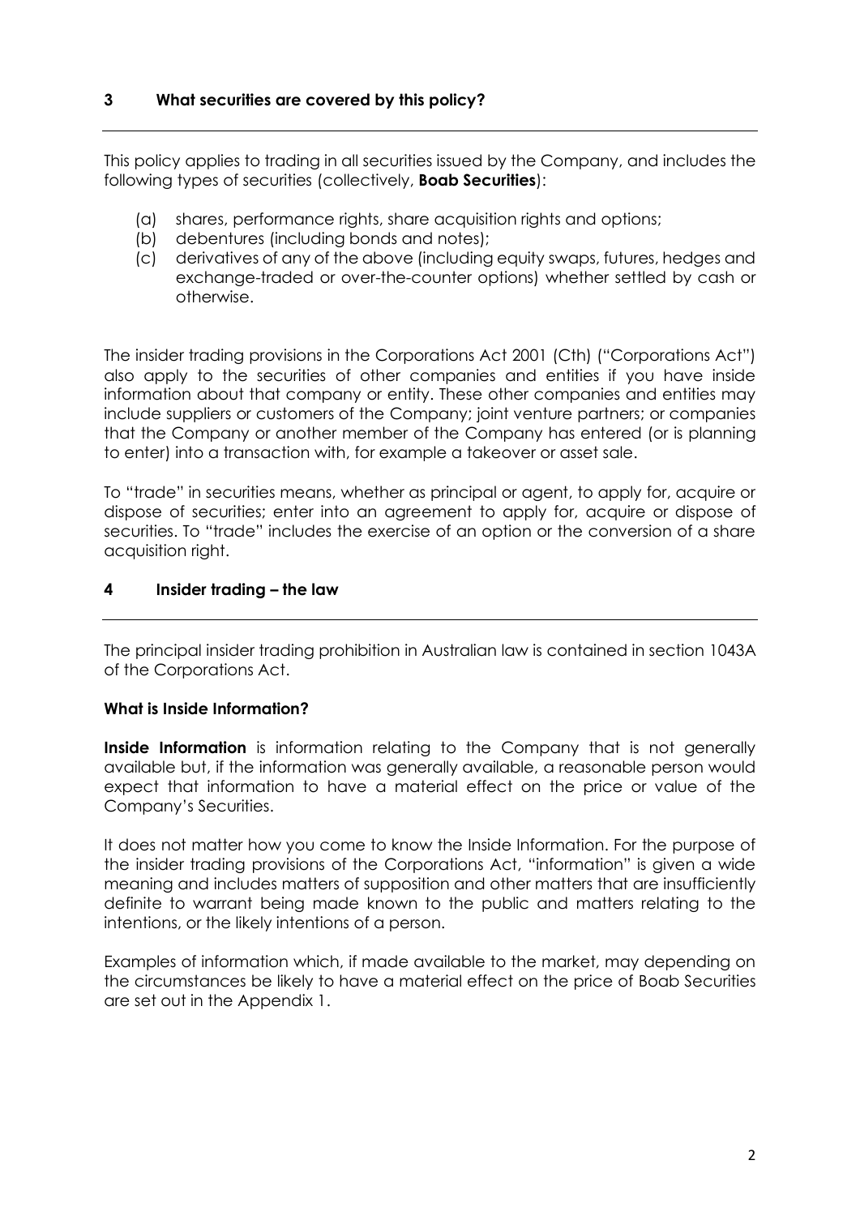## 3 What securities are covered by this policy?

This policy applies to trading in all securities issued by the Company, and includes the following types of securities (collectively, **Boab Securities**):

(a) shares, performance rights, share acquisition rights and options;
(b) debentures (including bonds and notes);
(c) derivatives of any of the above (including equity swaps, futures, hedges and exchange-traded or over-the-counter options) whether settled by cash or otherwise.

The insider trading provisions in the Corporations Act 2001 (Cth) ("Corporations Act") also apply to the securities of other companies and entities if you have inside information about that company or entity. These other companies and entities may include suppliers or customers of the Company; joint venture partners; or companies that the Company or another member of the Company has entered (or is planning to enter) into a transaction with, for example a takeover or asset sale.

To "trade" in securities means, whether as principal or agent, to apply for, acquire or dispose of securities; enter into an agreement to apply for, acquire or dispose of securities. To "trade" includes the exercise of an option or the conversion of a share acquisition right.

## 4 Insider trading – the law

The principal insider trading prohibition in Australian law is contained in section 1043A of the Corporations Act.

**What is Inside Information?**

**Inside Information** is information relating to the Company that is not generally available but, if the information was generally available, a reasonable person would expect that information to have a material effect on the price or value of the Company's Securities.

It does not matter how you come to know the Inside Information. For the purpose of the insider trading provisions of the Corporations Act, "information" is given a wide meaning and includes matters of supposition and other matters that are insufficiently definite to warrant being made known to the public and matters relating to the intentions, or the likely intentions of a person.

Examples of information which, if made available to the market, may depending on the circumstances be likely to have a material effect on the price of Boab Securities are set out in the Appendix 1.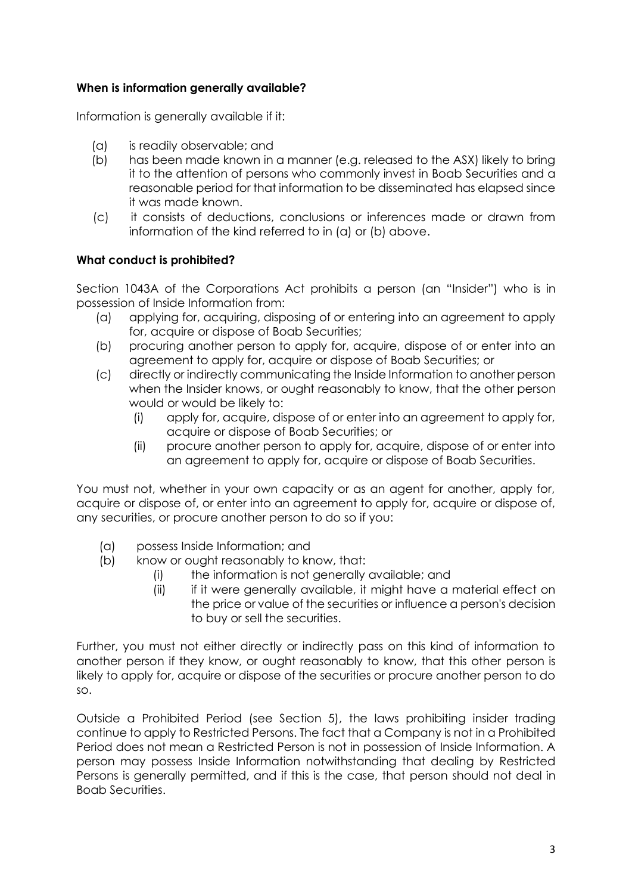**When is information generally available?**

Information is generally available if it:

(a) is readily observable; and

(b) has been made known in a manner (e.g. released to the ASX) likely to bring it to the attention of persons who commonly invest in Boab Securities and a reasonable period for that information to be disseminated has elapsed since it was made known.

(c) it consists of deductions, conclusions or inferences made or drawn from information of the kind referred to in (a) or (b) above.

**What conduct is prohibited?**

Section 1043A of the Corporations Act prohibits a person (an "Insider") who is in possession of Inside Information from:

(a) applying for, acquiring, disposing of or entering into an agreement to apply for, acquire or dispose of Boab Securities;

(b) procuring another person to apply for, acquire, dispose of or enter into an agreement to apply for, acquire or dispose of Boab Securities; or

(c) directly or indirectly communicating the Inside Information to another person when the Insider knows, or ought reasonably to know, that the other person would or would be likely to:

   (i) apply for, acquire, dispose of or enter into an agreement to apply for, acquire or dispose of Boab Securities; or

   (ii) procure another person to apply for, acquire, dispose of or enter into an agreement to apply for, acquire or dispose of Boab Securities.

You must not, whether in your own capacity or as an agent for another, apply for, acquire or dispose of, or enter into an agreement to apply for, acquire or dispose of, any securities, or procure another person to do so if you:

(a) possess Inside Information; and

(b) know or ought reasonably to know, that:

   (i) the information is not generally available; and

   (ii) if it were generally available, it might have a material effect on the price or value of the securities or influence a person's decision to buy or sell the securities.

Further, you must not either directly or indirectly pass on this kind of information to another person if they know, or ought reasonably to know, that this other person is likely to apply for, acquire or dispose of the securities or procure another person to do so.

Outside a Prohibited Period (see Section 5), the laws prohibiting insider trading continue to apply to Restricted Persons. The fact that a Company is not in a Prohibited Period does not mean a Restricted Person is not in possession of Inside Information. A person may possess Inside Information notwithstanding that dealing by Restricted Persons is generally permitted, and if this is the case, that person should not deal in Boab Securities.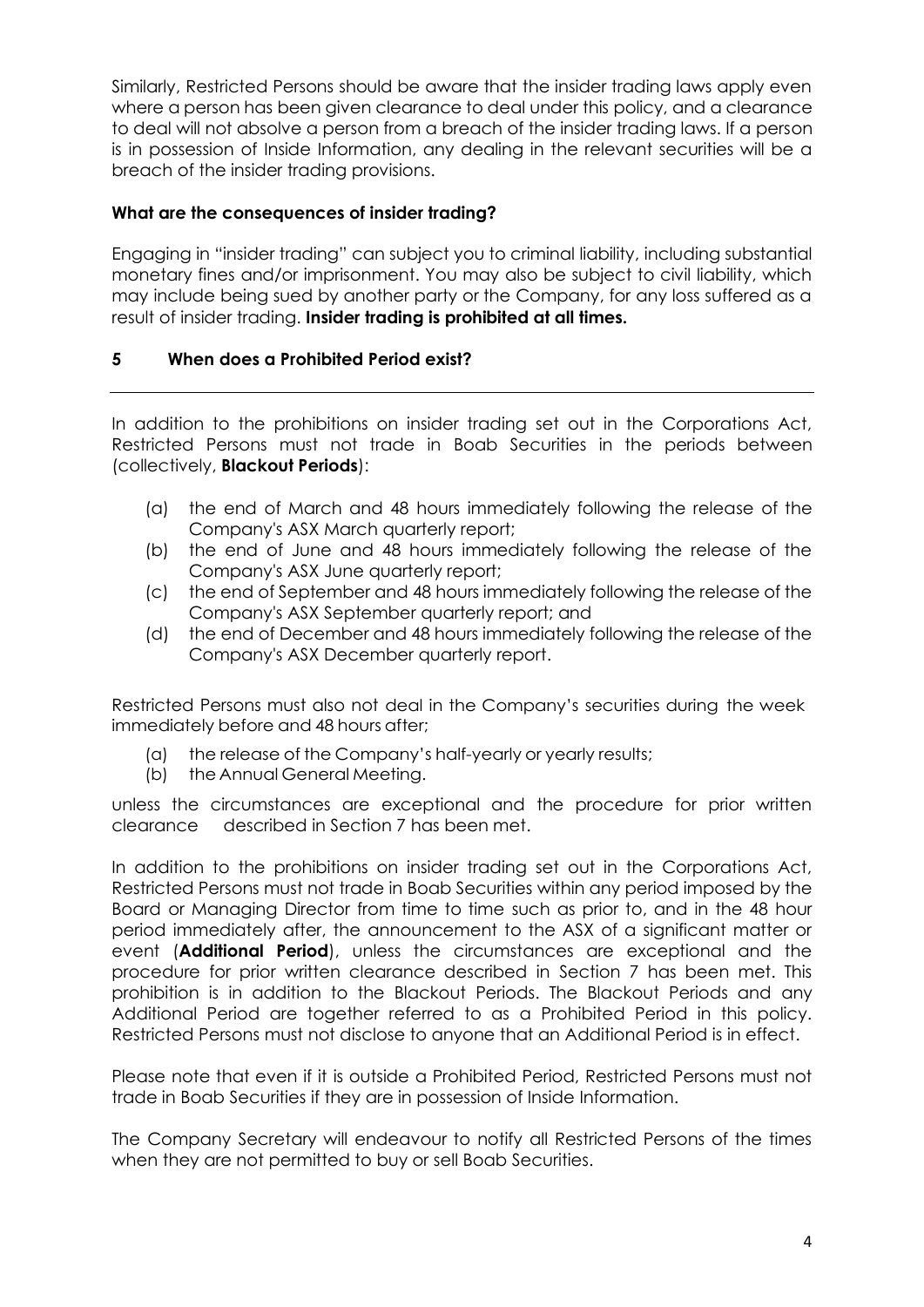Similarly, Restricted Persons should be aware that the insider trading laws apply even where a person has been given clearance to deal under this policy, and a clearance to deal will not absolve a person from a breach of the insider trading laws. If a person is in possession of Inside Information, any dealing in the relevant securities will be a breach of the insider trading provisions.

**What are the consequences of insider trading?**

Engaging in "insider trading" can subject you to criminal liability, including substantial monetary fines and/or imprisonment. You may also be subject to civil liability, which may include being sued by another party or the Company, for any loss suffered as a result of insider trading. **Insider trading is prohibited at all times.**

## 5 When does a Prohibited Period exist?

In addition to the prohibitions on insider trading set out in the Corporations Act, Restricted Persons must not trade in Boab Securities in the periods between (collectively, **Blackout Periods**):

(a) the end of March and 48 hours immediately following the release of the Company's ASX March quarterly report;
(b) the end of June and 48 hours immediately following the release of the Company's ASX June quarterly report;
(c) the end of September and 48 hours immediately following the release of the Company's ASX September quarterly report; and
(d) the end of December and 48 hours immediately following the release of the Company's ASX December quarterly report.

Restricted Persons must also not deal in the Company's securities during the week immediately before and 48 hours after;

(a) the release of the Company's half-yearly or yearly results;
(b) the Annual General Meeting.

unless the circumstances are exceptional and the procedure for prior written clearance described in Section 7 has been met.

In addition to the prohibitions on insider trading set out in the Corporations Act, Restricted Persons must not trade in Boab Securities within any period imposed by the Board or Managing Director from time to time such as prior to, and in the 48 hour period immediately after, the announcement to the ASX of a significant matter or event (**Additional Period**), unless the circumstances are exceptional and the procedure for prior written clearance described in Section 7 has been met. This prohibition is in addition to the Blackout Periods. The Blackout Periods and any Additional Period are together referred to as a Prohibited Period in this policy. Restricted Persons must not disclose to anyone that an Additional Period is in effect.

Please note that even if it is outside a Prohibited Period, Restricted Persons must not trade in Boab Securities if they are in possession of Inside Information.

The Company Secretary will endeavour to notify all Restricted Persons of the times when they are not permitted to buy or sell Boab Securities.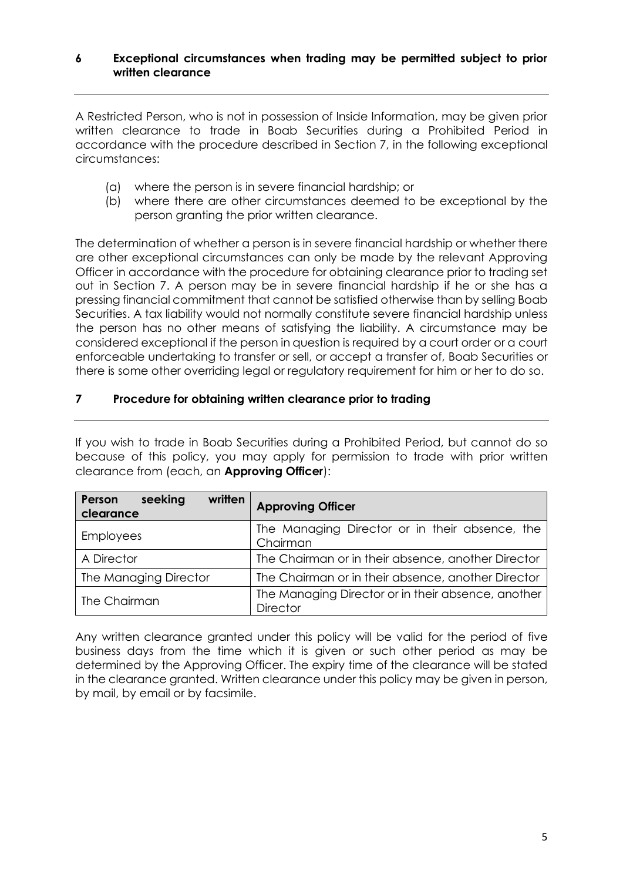## 6 Exceptional circumstances when trading may be permitted subject to prior written clearance

A Restricted Person, who is not in possession of Inside Information, may be given prior written clearance to trade in Boab Securities during a Prohibited Period in accordance with the procedure described in Section 7, in the following exceptional circumstances:

(a) where the person is in severe financial hardship; or
(b) where there are other circumstances deemed to be exceptional by the person granting the prior written clearance.

The determination of whether a person is in severe financial hardship or whether there are other exceptional circumstances can only be made by the relevant Approving Officer in accordance with the procedure for obtaining clearance prior to trading set out in Section 7. A person may be in severe financial hardship if he or she has a pressing financial commitment that cannot be satisfied otherwise than by selling Boab Securities. A tax liability would not normally constitute severe financial hardship unless the person has no other means of satisfying the liability. A circumstance may be considered exceptional if the person in question is required by a court order or a court enforceable undertaking to transfer or sell, or accept a transfer of, Boab Securities or there is some other overriding legal or regulatory requirement for him or her to do so.

## 7 Procedure for obtaining written clearance prior to trading

If you wish to trade in Boab Securities during a Prohibited Period, but cannot do so because of this policy, you may apply for permission to trade with prior written clearance from (each, an **Approving Officer**):

| Person seeking written clearance | Approving Officer |
|---|---|
| Employees | The Managing Director or in their absence, the Chairman |
| A Director | The Chairman or in their absence, another Director |
| The Managing Director | The Chairman or in their absence, another Director |
| The Chairman | The Managing Director or in their absence, another Director |

Any written clearance granted under this policy will be valid for the period of five business days from the time which it is given or such other period as may be determined by the Approving Officer. The expiry time of the clearance will be stated in the clearance granted. Written clearance under this policy may be given in person, by mail, by email or by facsimile.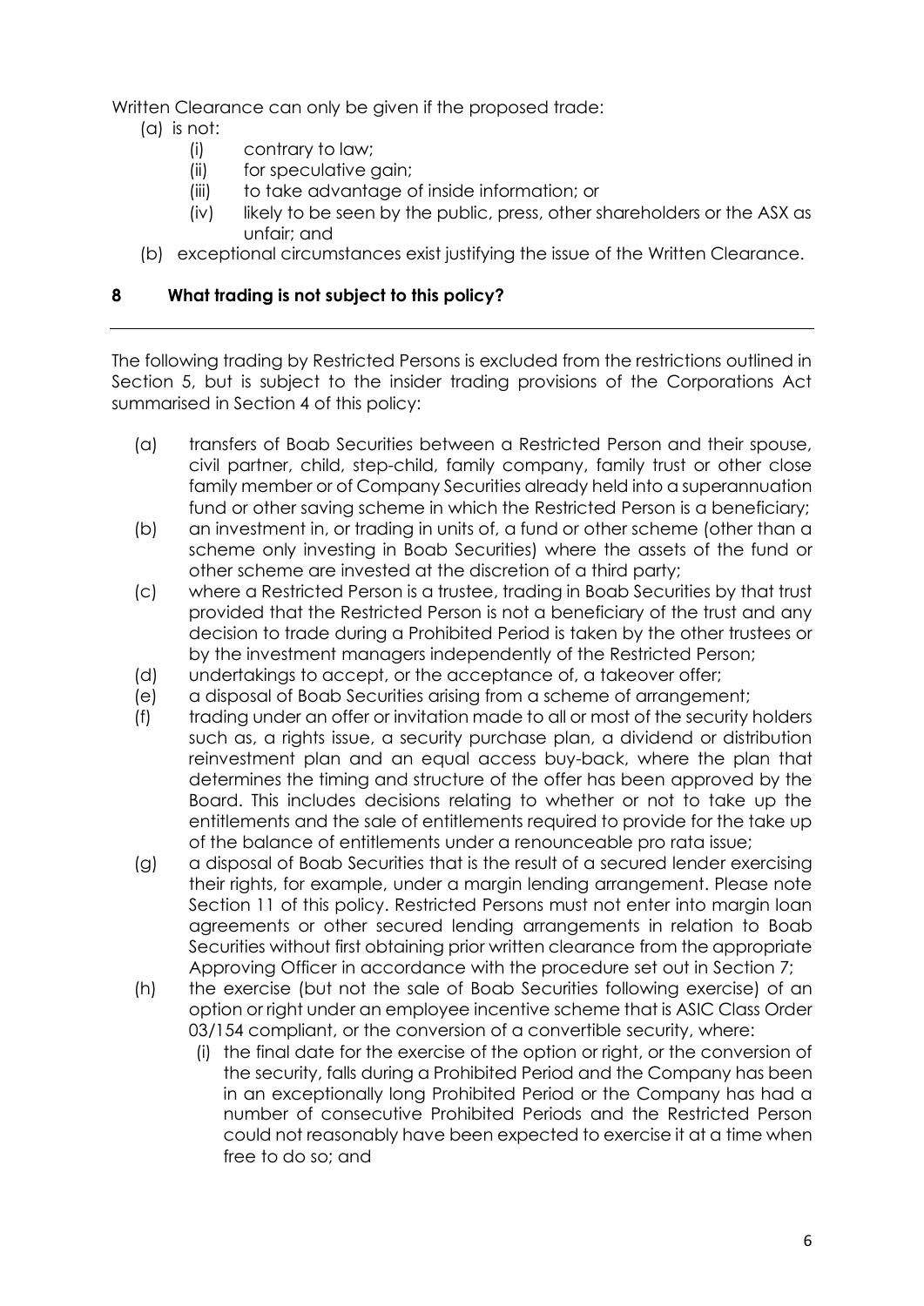Written Clearance can only be given if the proposed trade:

(a) is not:
  (i) contrary to law;
  (ii) for speculative gain;
  (iii) to take advantage of inside information; or
  (iv) likely to be seen by the public, press, other shareholders or the ASX as unfair; and

(b) exceptional circumstances exist justifying the issue of the Written Clearance.

## 8 What trading is not subject to this policy?

The following trading by Restricted Persons is excluded from the restrictions outlined in Section 5, but is subject to the insider trading provisions of the Corporations Act summarised in Section 4 of this policy:

(a) transfers of Boab Securities between a Restricted Person and their spouse, civil partner, child, step-child, family company, family trust or other close family member or of Company Securities already held into a superannuation fund or other saving scheme in which the Restricted Person is a beneficiary;

(b) an investment in, or trading in units of, a fund or other scheme (other than a scheme only investing in Boab Securities) where the assets of the fund or other scheme are invested at the discretion of a third party;

(c) where a Restricted Person is a trustee, trading in Boab Securities by that trust provided that the Restricted Person is not a beneficiary of the trust and any decision to trade during a Prohibited Period is taken by the other trustees or by the investment managers independently of the Restricted Person;

(d) undertakings to accept, or the acceptance of, a takeover offer;

(e) a disposal of Boab Securities arising from a scheme of arrangement;

(f) trading under an offer or invitation made to all or most of the security holders such as, a rights issue, a security purchase plan, a dividend or distribution reinvestment plan and an equal access buy-back, where the plan that determines the timing and structure of the offer has been approved by the Board. This includes decisions relating to whether or not to take up the entitlements and the sale of entitlements required to provide for the take up of the balance of entitlements under a renounceable pro rata issue;

(g) a disposal of Boab Securities that is the result of a secured lender exercising their rights, for example, under a margin lending arrangement. Please note Section 11 of this policy. Restricted Persons must not enter into margin loan agreements or other secured lending arrangements in relation to Boab Securities without first obtaining prior written clearance from the appropriate Approving Officer in accordance with the procedure set out in Section 7;

(h) the exercise (but not the sale of Boab Securities following exercise) of an option or right under an employee incentive scheme that is ASIC Class Order 03/154 compliant, or the conversion of a convertible security, where:
  (i) the final date for the exercise of the option or right, or the conversion of the security, falls during a Prohibited Period and the Company has been in an exceptionally long Prohibited Period or the Company has had a number of consecutive Prohibited Periods and the Restricted Person could not reasonably have been expected to exercise it at a time when free to do so; and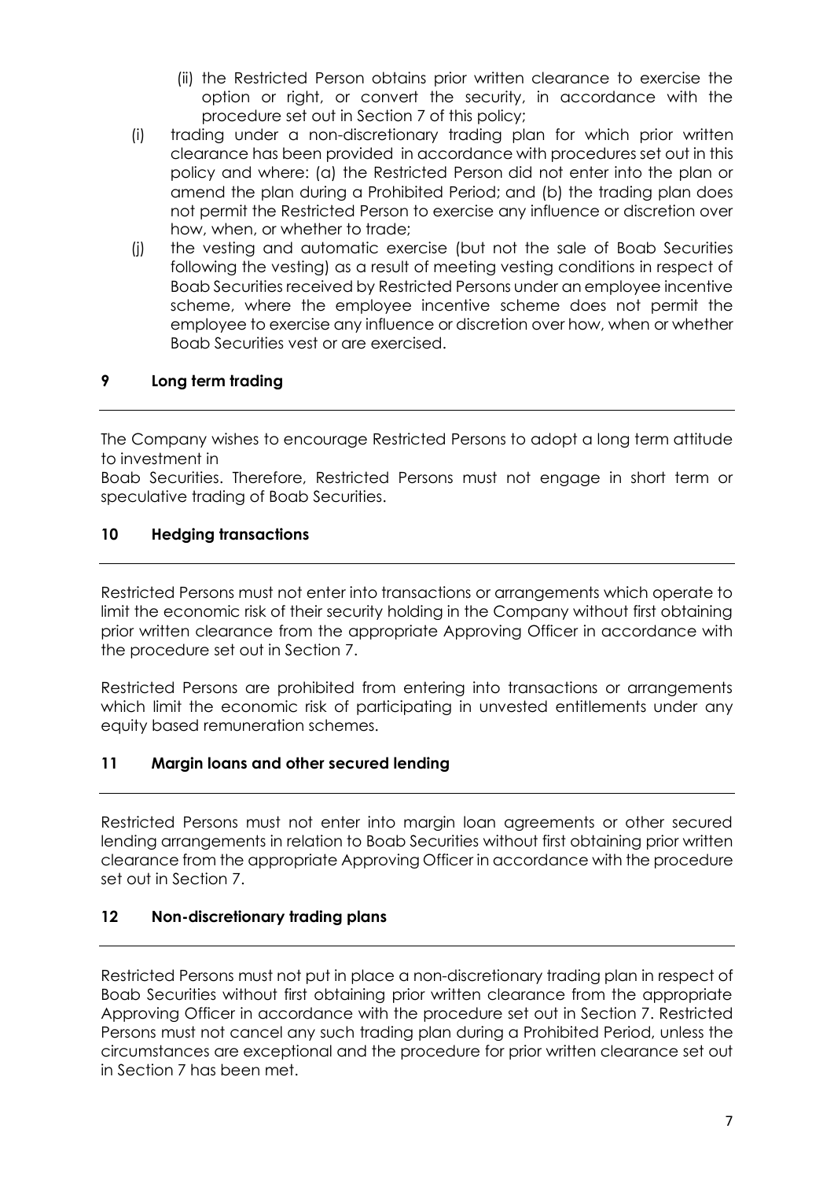(ii) the Restricted Person obtains prior written clearance to exercise the option or right, or convert the security, in accordance with the procedure set out in Section 7 of this policy;

(i) trading under a non-discretionary trading plan for which prior written clearance has been provided in accordance with procedures set out in this policy and where: (a) the Restricted Person did not enter into the plan or amend the plan during a Prohibited Period; and (b) the trading plan does not permit the Restricted Person to exercise any influence or discretion over how, when, or whether to trade;

(j) the vesting and automatic exercise (but not the sale of Boab Securities following the vesting) as a result of meeting vesting conditions in respect of Boab Securities received by Restricted Persons under an employee incentive scheme, where the employee incentive scheme does not permit the employee to exercise any influence or discretion over how, when or whether Boab Securities vest or are exercised.

## 9 Long term trading

The Company wishes to encourage Restricted Persons to adopt a long term attitude to investment in
Boab Securities. Therefore, Restricted Persons must not engage in short term or speculative trading of Boab Securities.

## 10 Hedging transactions

Restricted Persons must not enter into transactions or arrangements which operate to limit the economic risk of their security holding in the Company without first obtaining prior written clearance from the appropriate Approving Officer in accordance with the procedure set out in Section 7.

Restricted Persons are prohibited from entering into transactions or arrangements which limit the economic risk of participating in unvested entitlements under any equity based remuneration schemes.

## 11 Margin loans and other secured lending

Restricted Persons must not enter into margin loan agreements or other secured lending arrangements in relation to Boab Securities without first obtaining prior written clearance from the appropriate Approving Officer in accordance with the procedure set out in Section 7.

## 12 Non-discretionary trading plans

Restricted Persons must not put in place a non-discretionary trading plan in respect of Boab Securities without first obtaining prior written clearance from the appropriate Approving Officer in accordance with the procedure set out in Section 7. Restricted Persons must not cancel any such trading plan during a Prohibited Period, unless the circumstances are exceptional and the procedure for prior written clearance set out in Section 7 has been met.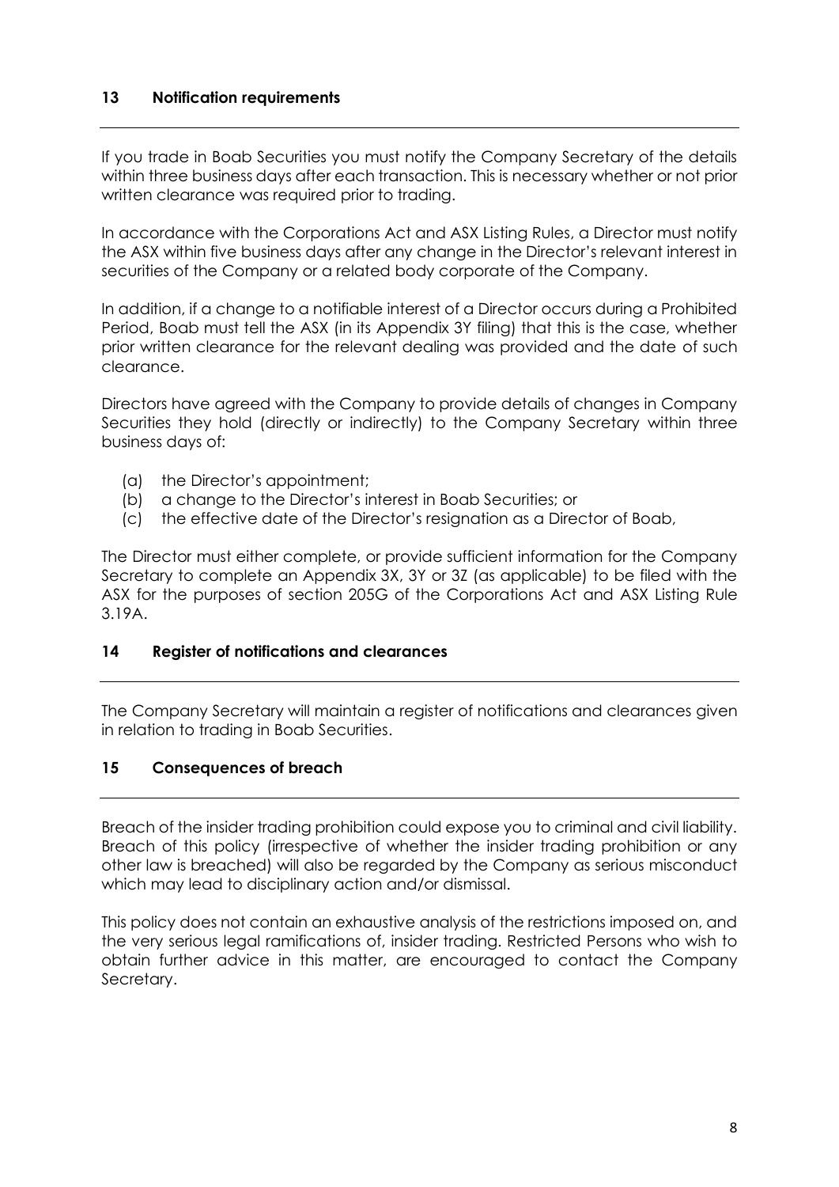## 13 Notification requirements

If you trade in Boab Securities you must notify the Company Secretary of the details within three business days after each transaction. This is necessary whether or not prior written clearance was required prior to trading.

In accordance with the Corporations Act and ASX Listing Rules, a Director must notify the ASX within five business days after any change in the Director's relevant interest in securities of the Company or a related body corporate of the Company.

In addition, if a change to a notifiable interest of a Director occurs during a Prohibited Period, Boab must tell the ASX (in its Appendix 3Y filing) that this is the case, whether prior written clearance for the relevant dealing was provided and the date of such clearance.

Directors have agreed with the Company to provide details of changes in Company Securities they hold (directly or indirectly) to the Company Secretary within three business days of:

(a) the Director's appointment;
(b) a change to the Director's interest in Boab Securities; or
(c) the effective date of the Director's resignation as a Director of Boab,

The Director must either complete, or provide sufficient information for the Company Secretary to complete an Appendix 3X, 3Y or 3Z (as applicable) to be filed with the ASX for the purposes of section 205G of the Corporations Act and ASX Listing Rule 3.19A.

## 14 Register of notifications and clearances

The Company Secretary will maintain a register of notifications and clearances given in relation to trading in Boab Securities.

## 15 Consequences of breach

Breach of the insider trading prohibition could expose you to criminal and civil liability. Breach of this policy (irrespective of whether the insider trading prohibition or any other law is breached) will also be regarded by the Company as serious misconduct which may lead to disciplinary action and/or dismissal.

This policy does not contain an exhaustive analysis of the restrictions imposed on, and the very serious legal ramifications of, insider trading. Restricted Persons who wish to obtain further advice in this matter, are encouraged to contact the Company Secretary.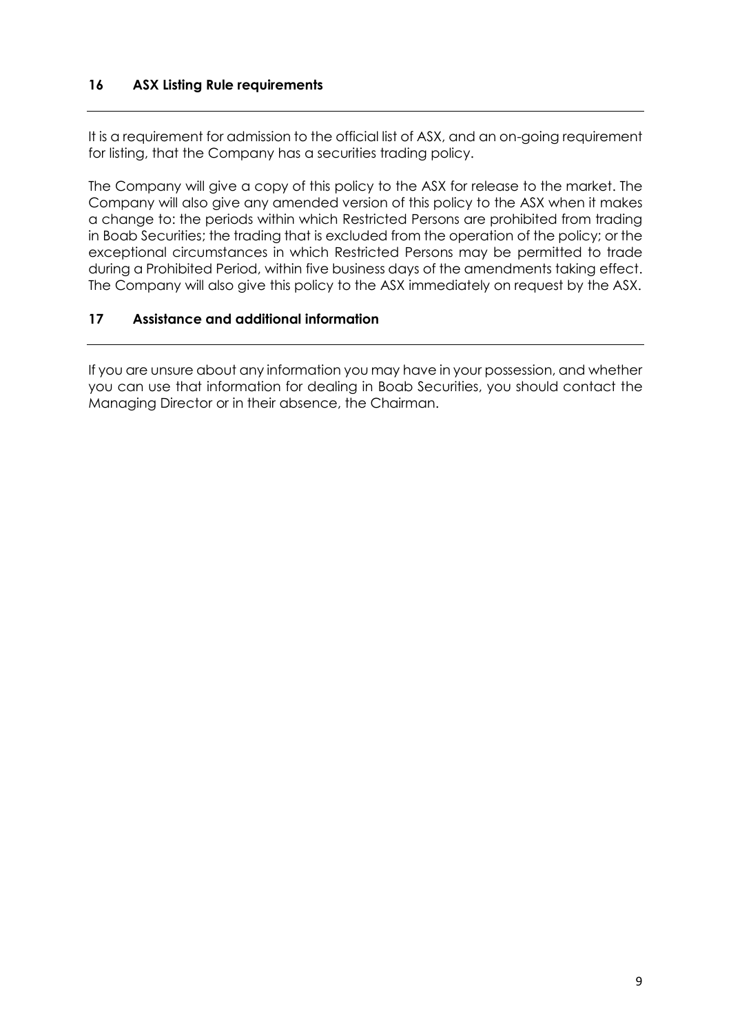## 16 ASX Listing Rule requirements

It is a requirement for admission to the official list of ASX, and an on-going requirement for listing, that the Company has a securities trading policy.

The Company will give a copy of this policy to the ASX for release to the market. The Company will also give any amended version of this policy to the ASX when it makes a change to: the periods within which Restricted Persons are prohibited from trading in Boab Securities; the trading that is excluded from the operation of the policy; or the exceptional circumstances in which Restricted Persons may be permitted to trade during a Prohibited Period, within five business days of the amendments taking effect. The Company will also give this policy to the ASX immediately on request by the ASX.

## 17 Assistance and additional information

If you are unsure about any information you may have in your possession, and whether you can use that information for dealing in Boab Securities, you should contact the Managing Director or in their absence, the Chairman.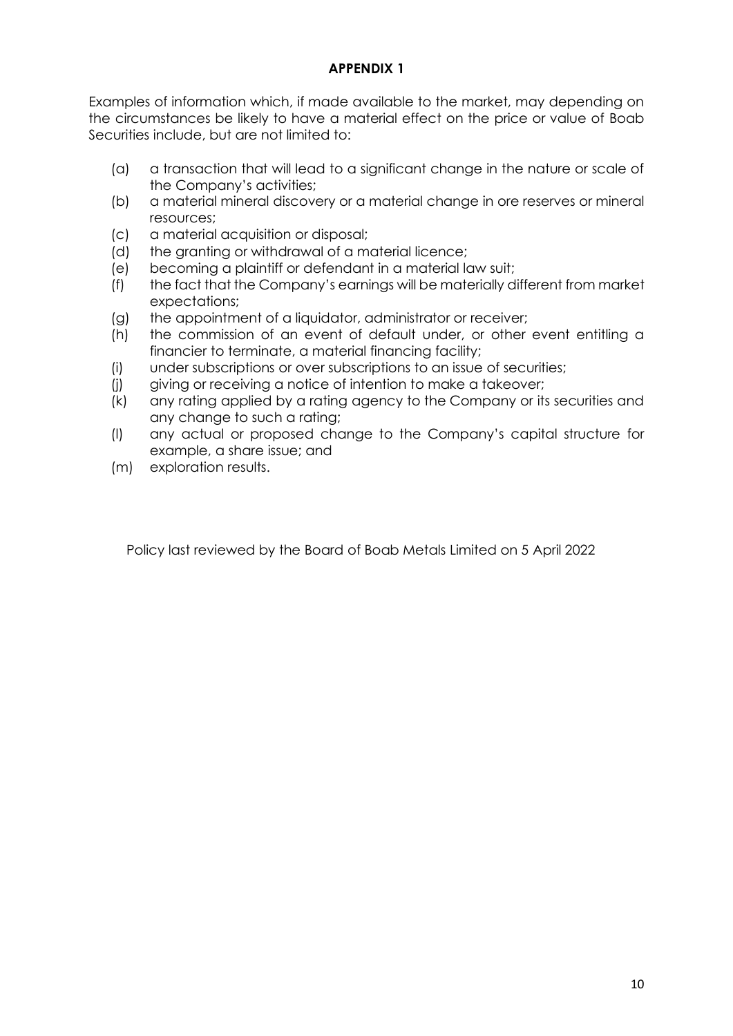## APPENDIX 1

Examples of information which, if made available to the market, may depending on the circumstances be likely to have a material effect on the price or value of Boab Securities include, but are not limited to:

(a) a transaction that will lead to a significant change in the nature or scale of the Company's activities;

(b) a material mineral discovery or a material change in ore reserves or mineral resources;

(c) a material acquisition or disposal;

(d) the granting or withdrawal of a material licence;

(e) becoming a plaintiff or defendant in a material law suit;

(f) the fact that the Company's earnings will be materially different from market expectations;

(g) the appointment of a liquidator, administrator or receiver;

(h) the commission of an event of default under, or other event entitling a financier to terminate, a material financing facility;

(i) under subscriptions or over subscriptions to an issue of securities;

(j) giving or receiving a notice of intention to make a takeover;

(k) any rating applied by a rating agency to the Company or its securities and any change to such a rating;

(l) any actual or proposed change to the Company's capital structure for example, a share issue; and

(m) exploration results.

Policy last reviewed by the Board of Boab Metals Limited on 5 April 2022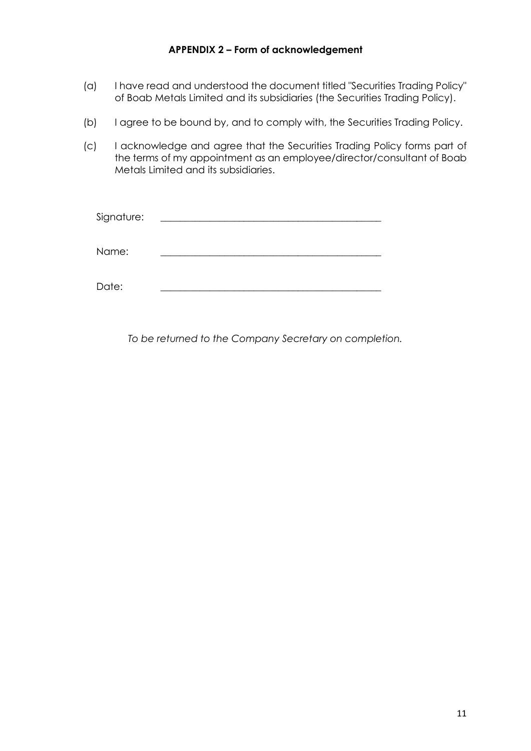## APPENDIX 2 – Form of acknowledgement

(a) I have read and understood the document titled "Securities Trading Policy" of Boab Metals Limited and its subsidiaries (the Securities Trading Policy).

(b) I agree to be bound by, and to comply with, the Securities Trading Policy.

(c) I acknowledge and agree that the Securities Trading Policy forms part of the terms of my appointment as an employee/director/consultant of Boab Metals Limited and its subsidiaries.

Signature: _____________________________________________

Name: _____________________________________________

Date: _____________________________________________

*To be returned to the Company Secretary on completion.*